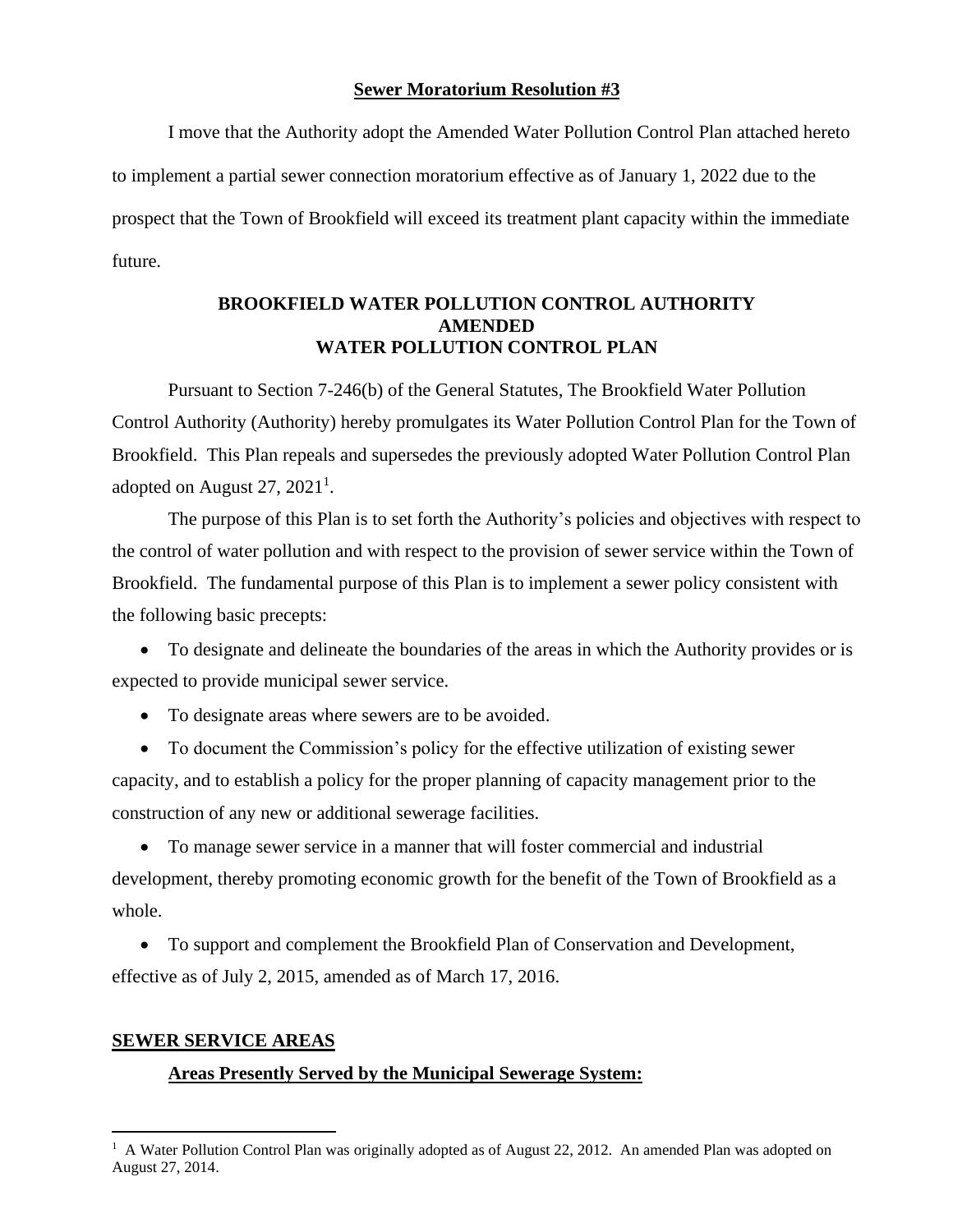**Sewer Moratorium Resolution #3**

I move that the Authority adopt the Amended Water Pollution Control Plan attached hereto to implement a partial sewer connection moratorium effective as of January 1, 2022 due to the prospect that the Town of Brookfield will exceed its treatment plant capacity within the immediate future.

**BROOKFIELD WATER POLLUTION CONTROL AUTHORITY**
**AMENDED**
**WATER POLLUTION CONTROL PLAN**

Pursuant to Section 7-246(b) of the General Statutes, The Brookfield Water Pollution Control Authority (Authority) hereby promulgates its Water Pollution Control Plan for the Town of Brookfield. This Plan repeals and supersedes the previously adopted Water Pollution Control Plan adopted on August 27, 2021[1].

The purpose of this Plan is to set forth the Authority's policies and objectives with respect to the control of water pollution and with respect to the provision of sewer service within the Town of Brookfield. The fundamental purpose of this Plan is to implement a sewer policy consistent with the following basic precepts:

- To designate and delineate the boundaries of the areas in which the Authority provides or is expected to provide municipal sewer service.
- To designate areas where sewers are to be avoided.
- To document the Commission's policy for the effective utilization of existing sewer capacity, and to establish a policy for the proper planning of capacity management prior to the construction of any new or additional sewerage facilities.
- To manage sewer service in a manner that will foster commercial and industrial development, thereby promoting economic growth for the benefit of the Town of Brookfield as a whole.
- To support and complement the Brookfield Plan of Conservation and Development, effective as of July 2, 2015, amended as of March 17, 2016.

**SEWER SERVICE AREAS**

**Areas Presently Served by the Municipal Sewerage System:**

[1] A Water Pollution Control Plan was originally adopted as of August 22, 2012. An amended Plan was adopted on August 27, 2014.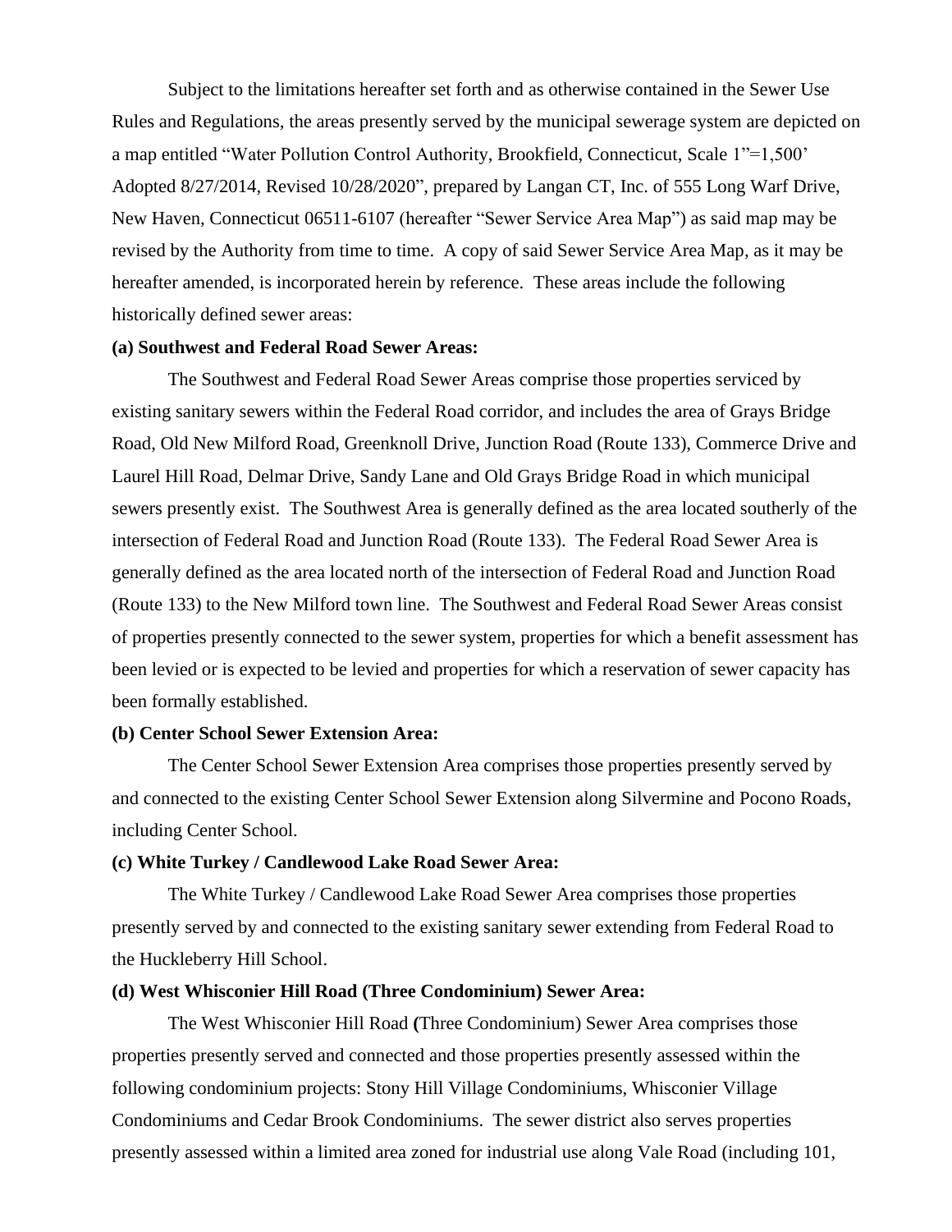Subject to the limitations hereafter set forth and as otherwise contained in the Sewer Use Rules and Regulations, the areas presently served by the municipal sewerage system are depicted on a map entitled "Water Pollution Control Authority, Brookfield, Connecticut, Scale 1"=1,500' Adopted 8/27/2014, Revised 10/28/2020", prepared by Langan CT, Inc. of 555 Long Warf Drive, New Haven, Connecticut 06511-6107 (hereafter "Sewer Service Area Map") as said map may be revised by the Authority from time to time. A copy of said Sewer Service Area Map, as it may be hereafter amended, is incorporated herein by reference. These areas include the following historically defined sewer areas:

**(a) Southwest and Federal Road Sewer Areas:**

The Southwest and Federal Road Sewer Areas comprise those properties serviced by existing sanitary sewers within the Federal Road corridor, and includes the area of Grays Bridge Road, Old New Milford Road, Greenknoll Drive, Junction Road (Route 133), Commerce Drive and Laurel Hill Road, Delmar Drive, Sandy Lane and Old Grays Bridge Road in which municipal sewers presently exist. The Southwest Area is generally defined as the area located southerly of the intersection of Federal Road and Junction Road (Route 133). The Federal Road Sewer Area is generally defined as the area located north of the intersection of Federal Road and Junction Road (Route 133) to the New Milford town line. The Southwest and Federal Road Sewer Areas consist of properties presently connected to the sewer system, properties for which a benefit assessment has been levied or is expected to be levied and properties for which a reservation of sewer capacity has been formally established.

**(b) Center School Sewer Extension Area:**

The Center School Sewer Extension Area comprises those properties presently served by and connected to the existing Center School Sewer Extension along Silvermine and Pocono Roads, including Center School.

**(c) White Turkey / Candlewood Lake Road Sewer Area:**

The White Turkey / Candlewood Lake Road Sewer Area comprises those properties presently served by and connected to the existing sanitary sewer extending from Federal Road to the Huckleberry Hill School.

**(d) West Whisconier Hill Road (Three Condominium) Sewer Area:**

The West Whisconier Hill Road (Three Condominium) Sewer Area comprises those properties presently served and connected and those properties presently assessed within the following condominium projects: Stony Hill Village Condominiums, Whisconier Village Condominiums and Cedar Brook Condominiums. The sewer district also serves properties presently assessed within a limited area zoned for industrial use along Vale Road (including 101,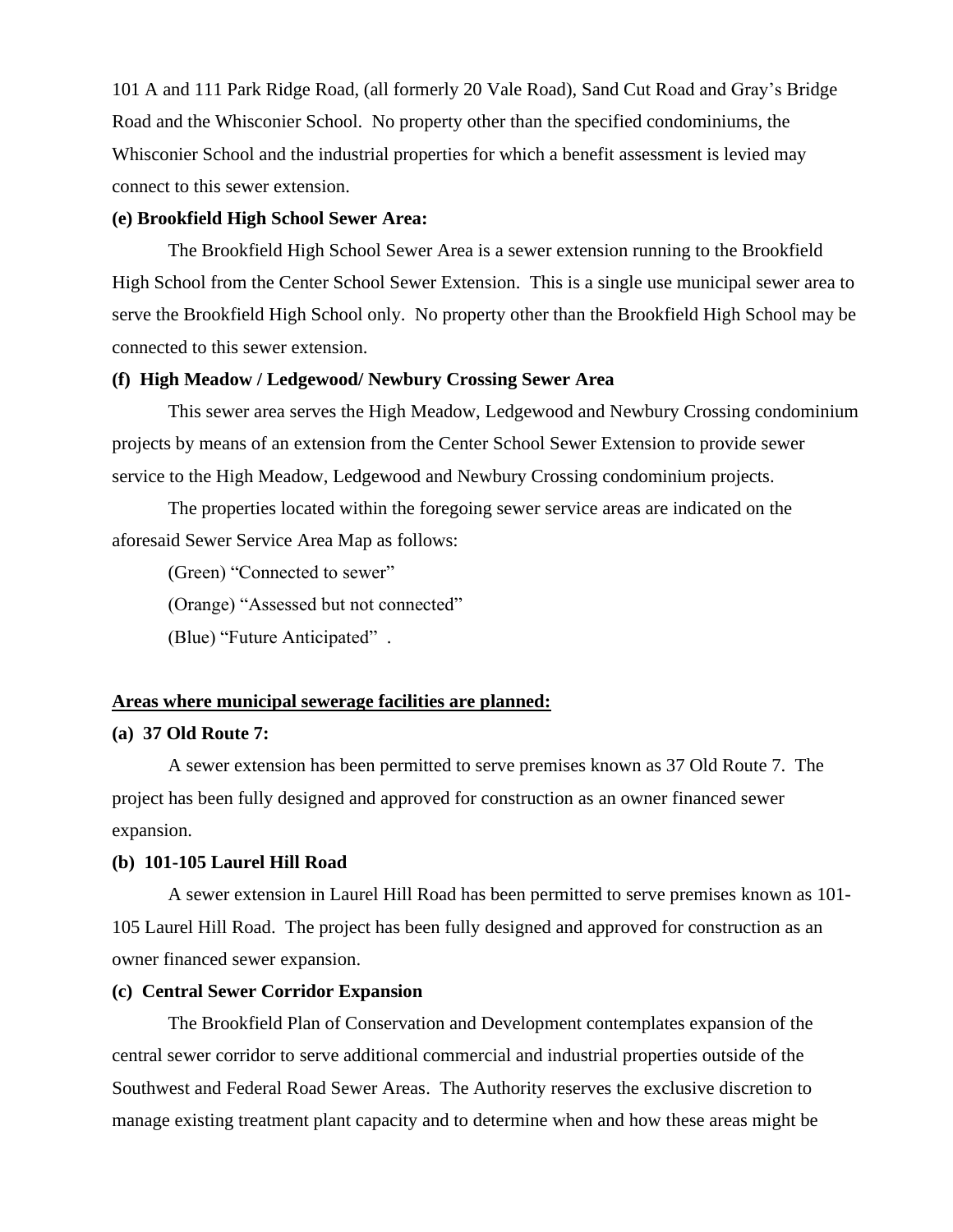101 A and 111 Park Ridge Road, (all formerly 20 Vale Road), Sand Cut Road and Gray's Bridge Road and the Whisconier School. No property other than the specified condominiums, the Whisconier School and the industrial properties for which a benefit assessment is levied may connect to this sewer extension.

**(e) Brookfield High School Sewer Area:**

The Brookfield High School Sewer Area is a sewer extension running to the Brookfield High School from the Center School Sewer Extension. This is a single use municipal sewer area to serve the Brookfield High School only. No property other than the Brookfield High School may be connected to this sewer extension.

**(f) High Meadow / Ledgewood/ Newbury Crossing Sewer Area**

This sewer area serves the High Meadow, Ledgewood and Newbury Crossing condominium projects by means of an extension from the Center School Sewer Extension to provide sewer service to the High Meadow, Ledgewood and Newbury Crossing condominium projects.

The properties located within the foregoing sewer service areas are indicated on the aforesaid Sewer Service Area Map as follows:

(Green) "Connected to sewer"

(Orange) "Assessed but not connected"

(Blue) "Future Anticipated" .

**Areas where municipal sewerage facilities are planned:**

**(a) 37 Old Route 7:**

A sewer extension has been permitted to serve premises known as 37 Old Route 7. The project has been fully designed and approved for construction as an owner financed sewer expansion.

**(b) 101-105 Laurel Hill Road**

A sewer extension in Laurel Hill Road has been permitted to serve premises known as 101-105 Laurel Hill Road. The project has been fully designed and approved for construction as an owner financed sewer expansion.

**(c) Central Sewer Corridor Expansion**

The Brookfield Plan of Conservation and Development contemplates expansion of the central sewer corridor to serve additional commercial and industrial properties outside of the Southwest and Federal Road Sewer Areas. The Authority reserves the exclusive discretion to manage existing treatment plant capacity and to determine when and how these areas might be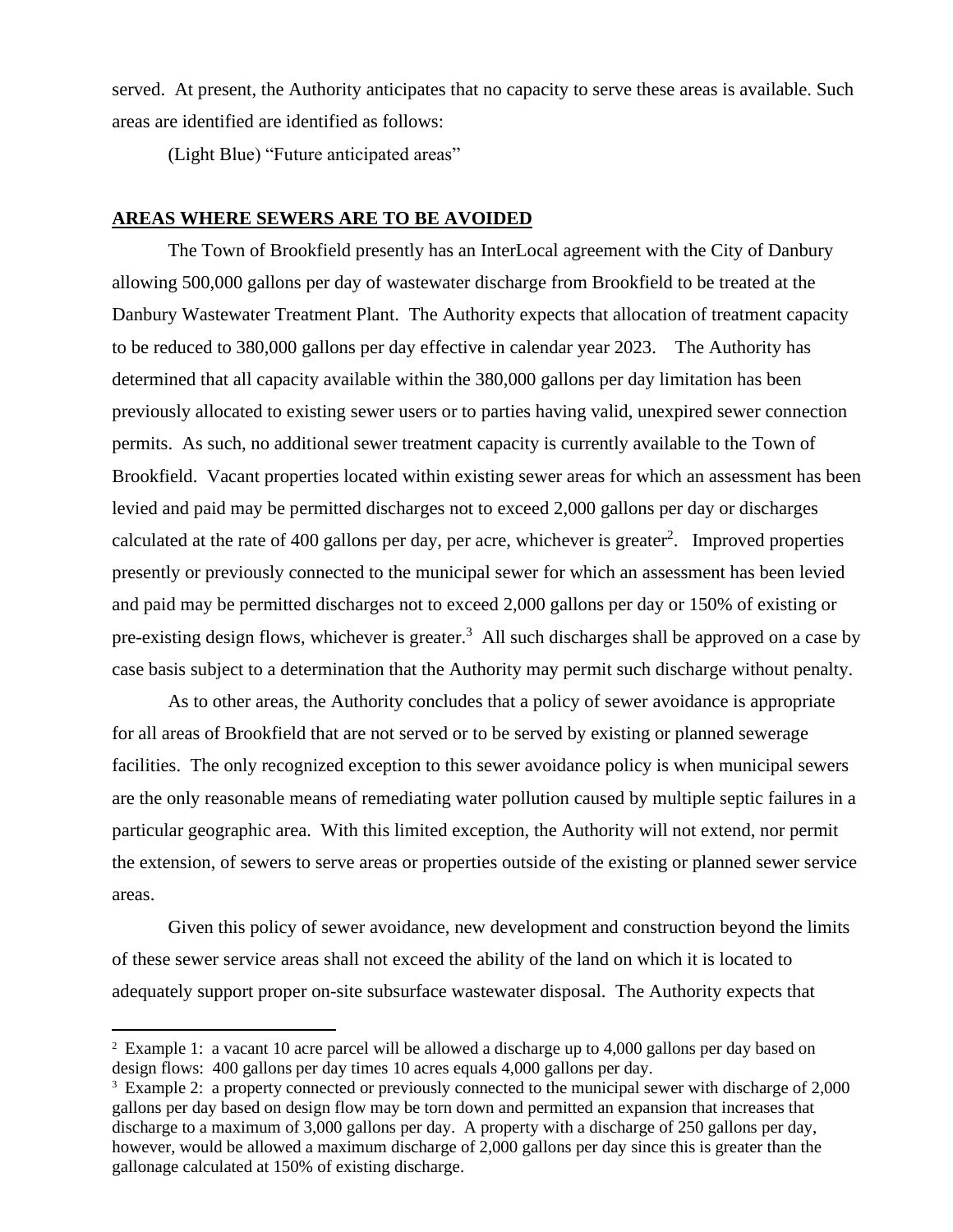served. At present, the Authority anticipates that no capacity to serve these areas is available. Such areas are identified are identified as follows:

(Light Blue) "Future anticipated areas"

**AREAS WHERE SEWERS ARE TO BE AVOIDED**

The Town of Brookfield presently has an InterLocal agreement with the City of Danbury allowing 500,000 gallons per day of wastewater discharge from Brookfield to be treated at the Danbury Wastewater Treatment Plant. The Authority expects that allocation of treatment capacity to be reduced to 380,000 gallons per day effective in calendar year 2023. The Authority has determined that all capacity available within the 380,000 gallons per day limitation has been previously allocated to existing sewer users or to parties having valid, unexpired sewer connection permits. As such, no additional sewer treatment capacity is currently available to the Town of Brookfield. Vacant properties located within existing sewer areas for which an assessment has been levied and paid may be permitted discharges not to exceed 2,000 gallons per day or discharges calculated at the rate of 400 gallons per day, per acre, whichever is greater[2]. Improved properties presently or previously connected to the municipal sewer for which an assessment has been levied and paid may be permitted discharges not to exceed 2,000 gallons per day or 150% of existing or pre-existing design flows, whichever is greater.[3] All such discharges shall be approved on a case by case basis subject to a determination that the Authority may permit such discharge without penalty.

As to other areas, the Authority concludes that a policy of sewer avoidance is appropriate for all areas of Brookfield that are not served or to be served by existing or planned sewerage facilities. The only recognized exception to this sewer avoidance policy is when municipal sewers are the only reasonable means of remediating water pollution caused by multiple septic failures in a particular geographic area. With this limited exception, the Authority will not extend, nor permit the extension, of sewers to serve areas or properties outside of the existing or planned sewer service areas.

Given this policy of sewer avoidance, new development and construction beyond the limits of these sewer service areas shall not exceed the ability of the land on which it is located to adequately support proper on-site subsurface wastewater disposal. The Authority expects that

---

[2] Example 1: a vacant 10 acre parcel will be allowed a discharge up to 4,000 gallons per day based on design flows: 400 gallons per day times 10 acres equals 4,000 gallons per day.

[3] Example 2: a property connected or previously connected to the municipal sewer with discharge of 2,000 gallons per day based on design flow may be torn down and permitted an expansion that increases that discharge to a maximum of 3,000 gallons per day. A property with a discharge of 250 gallons per day, however, would be allowed a maximum discharge of 2,000 gallons per day since this is greater than the gallonage calculated at 150% of existing discharge.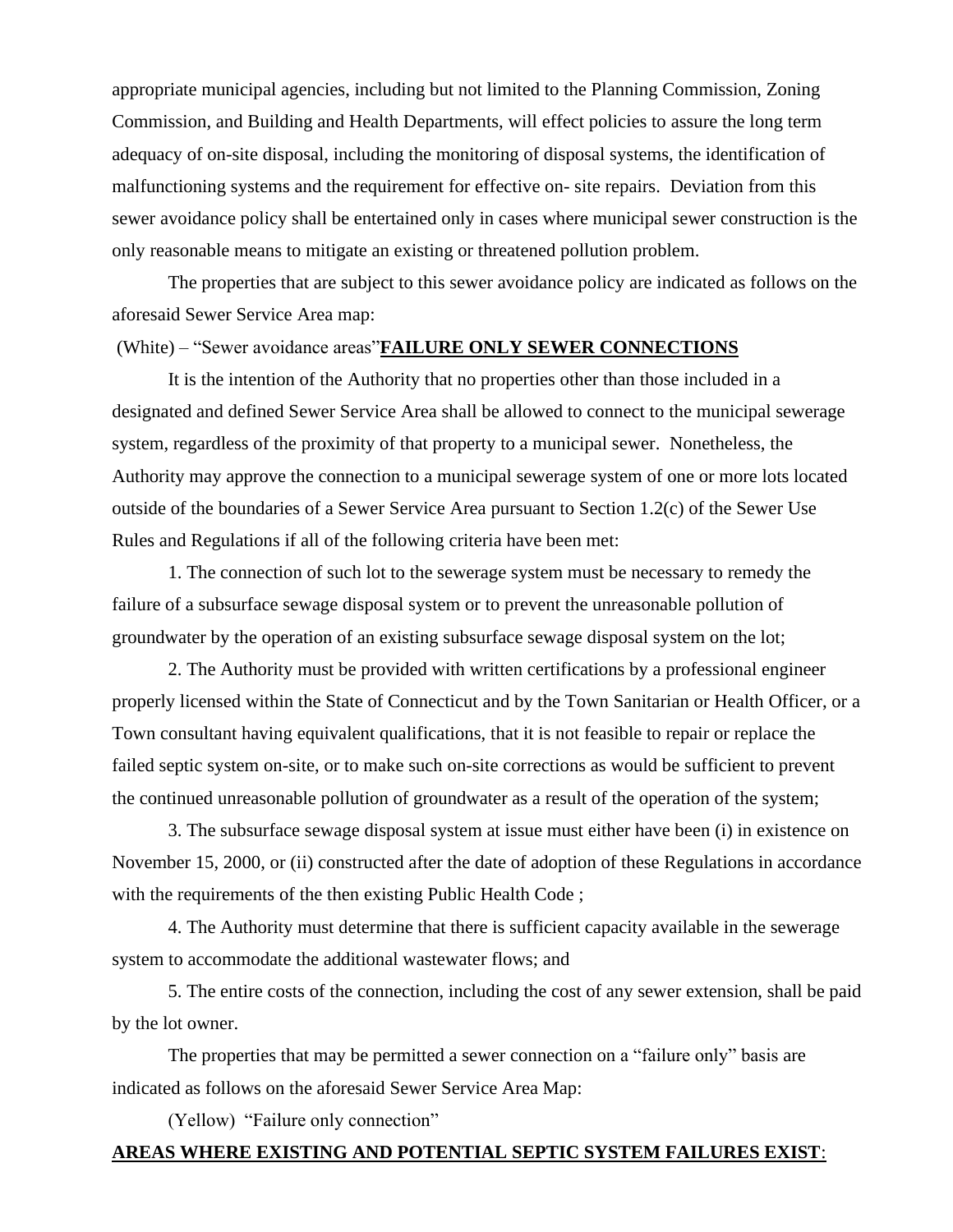appropriate municipal agencies, including but not limited to the Planning Commission, Zoning Commission, and Building and Health Departments, will effect policies to assure the long term adequacy of on-site disposal, including the monitoring of disposal systems, the identification of malfunctioning systems and the requirement for effective on- site repairs. Deviation from this sewer avoidance policy shall be entertained only in cases where municipal sewer construction is the only reasonable means to mitigate an existing or threatened pollution problem.

The properties that are subject to this sewer avoidance policy are indicated as follows on the aforesaid Sewer Service Area map:

(White) – "Sewer avoidance areas"

## FAILURE ONLY SEWER CONNECTIONS

It is the intention of the Authority that no properties other than those included in a designated and defined Sewer Service Area shall be allowed to connect to the municipal sewerage system, regardless of the proximity of that property to a municipal sewer. Nonetheless, the Authority may approve the connection to a municipal sewerage system of one or more lots located outside of the boundaries of a Sewer Service Area pursuant to Section 1.2(c) of the Sewer Use Rules and Regulations if all of the following criteria have been met:

1. The connection of such lot to the sewerage system must be necessary to remedy the failure of a subsurface sewage disposal system or to prevent the unreasonable pollution of groundwater by the operation of an existing subsurface sewage disposal system on the lot;

2. The Authority must be provided with written certifications by a professional engineer properly licensed within the State of Connecticut and by the Town Sanitarian or Health Officer, or a Town consultant having equivalent qualifications, that it is not feasible to repair or replace the failed septic system on-site, or to make such on-site corrections as would be sufficient to prevent the continued unreasonable pollution of groundwater as a result of the operation of the system;

3. The subsurface sewage disposal system at issue must either have been (i) in existence on November 15, 2000, or (ii) constructed after the date of adoption of these Regulations in accordance with the requirements of the then existing Public Health Code ;

4. The Authority must determine that there is sufficient capacity available in the sewerage system to accommodate the additional wastewater flows; and

5. The entire costs of the connection, including the cost of any sewer extension, shall be paid by the lot owner.

The properties that may be permitted a sewer connection on a "failure only" basis are indicated as follows on the aforesaid Sewer Service Area Map:

(Yellow) "Failure only connection"

## AREAS WHERE EXISTING AND POTENTIAL SEPTIC SYSTEM FAILURES EXIST: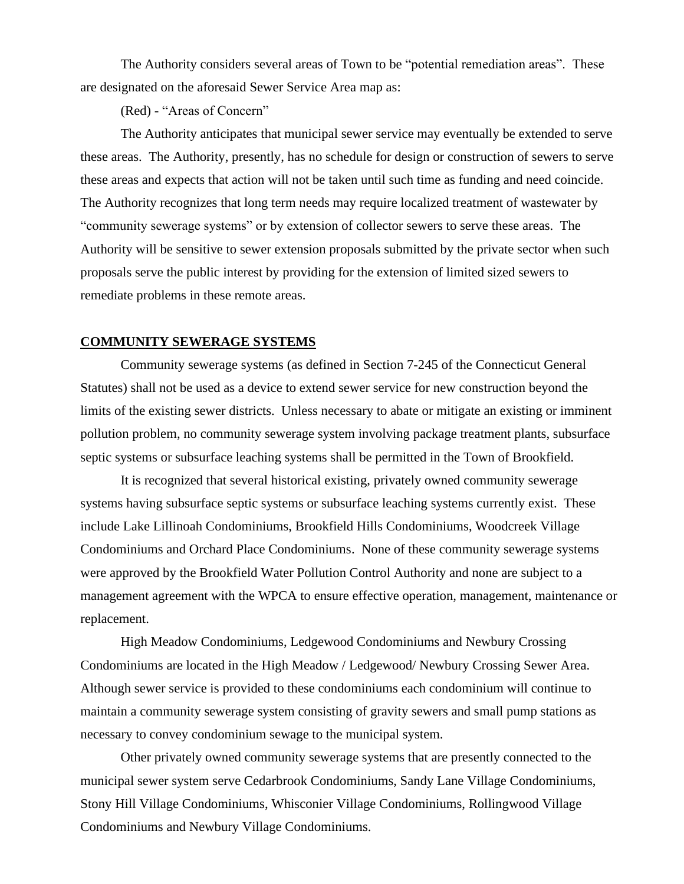The Authority considers several areas of Town to be "potential remediation areas". These are designated on the aforesaid Sewer Service Area map as:

(Red) - "Areas of Concern"

The Authority anticipates that municipal sewer service may eventually be extended to serve these areas. The Authority, presently, has no schedule for design or construction of sewers to serve these areas and expects that action will not be taken until such time as funding and need coincide. The Authority recognizes that long term needs may require localized treatment of wastewater by "community sewerage systems" or by extension of collector sewers to serve these areas. The Authority will be sensitive to sewer extension proposals submitted by the private sector when such proposals serve the public interest by providing for the extension of limited sized sewers to remediate problems in these remote areas.

## COMMUNITY SEWERAGE SYSTEMS

Community sewerage systems (as defined in Section 7-245 of the Connecticut General Statutes) shall not be used as a device to extend sewer service for new construction beyond the limits of the existing sewer districts. Unless necessary to abate or mitigate an existing or imminent pollution problem, no community sewerage system involving package treatment plants, subsurface septic systems or subsurface leaching systems shall be permitted in the Town of Brookfield.

It is recognized that several historical existing, privately owned community sewerage systems having subsurface septic systems or subsurface leaching systems currently exist. These include Lake Lillinoah Condominiums, Brookfield Hills Condominiums, Woodcreek Village Condominiums and Orchard Place Condominiums. None of these community sewerage systems were approved by the Brookfield Water Pollution Control Authority and none are subject to a management agreement with the WPCA to ensure effective operation, management, maintenance or replacement.

High Meadow Condominiums, Ledgewood Condominiums and Newbury Crossing Condominiums are located in the High Meadow / Ledgewood/ Newbury Crossing Sewer Area. Although sewer service is provided to these condominiums each condominium will continue to maintain a community sewerage system consisting of gravity sewers and small pump stations as necessary to convey condominium sewage to the municipal system.

Other privately owned community sewerage systems that are presently connected to the municipal sewer system serve Cedarbrook Condominiums, Sandy Lane Village Condominiums, Stony Hill Village Condominiums, Whisconier Village Condominiums, Rollingwood Village Condominiums and Newbury Village Condominiums.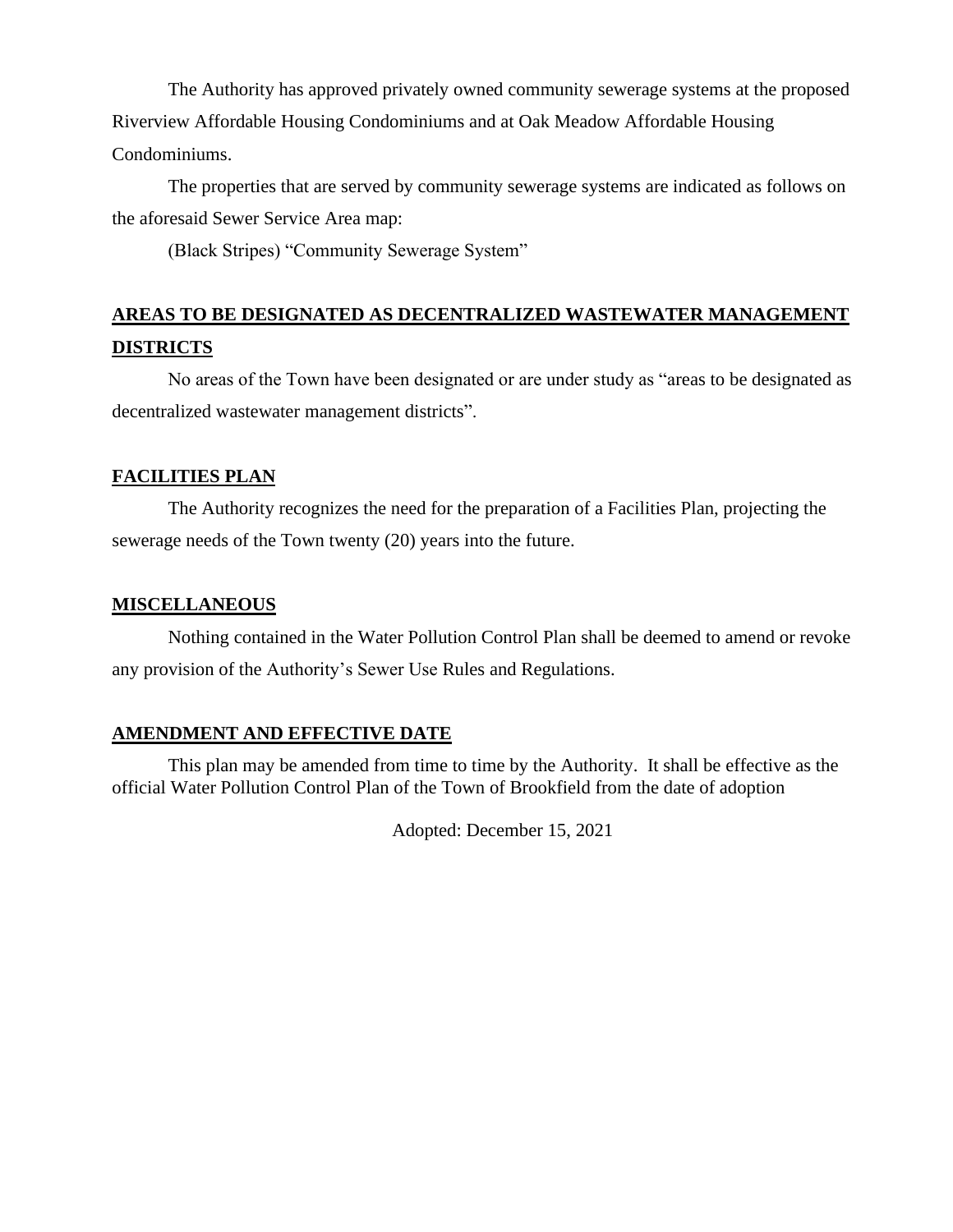The Authority has approved privately owned community sewerage systems at the proposed Riverview Affordable Housing Condominiums and at Oak Meadow Affordable Housing Condominiums.

The properties that are served by community sewerage systems are indicated as follows on the aforesaid Sewer Service Area map:

(Black Stripes) "Community Sewerage System"

## AREAS TO BE DESIGNATED AS DECENTRALIZED WASTEWATER MANAGEMENT DISTRICTS

No areas of the Town have been designated or are under study as "areas to be designated as decentralized wastewater management districts".

## FACILITIES PLAN

The Authority recognizes the need for the preparation of a Facilities Plan, projecting the sewerage needs of the Town twenty (20) years into the future.

## MISCELLANEOUS

Nothing contained in the Water Pollution Control Plan shall be deemed to amend or revoke any provision of the Authority's Sewer Use Rules and Regulations.

## AMENDMENT AND EFFECTIVE DATE

This plan may be amended from time to time by the Authority. It shall be effective as the official Water Pollution Control Plan of the Town of Brookfield from the date of adoption

Adopted: December 15, 2021